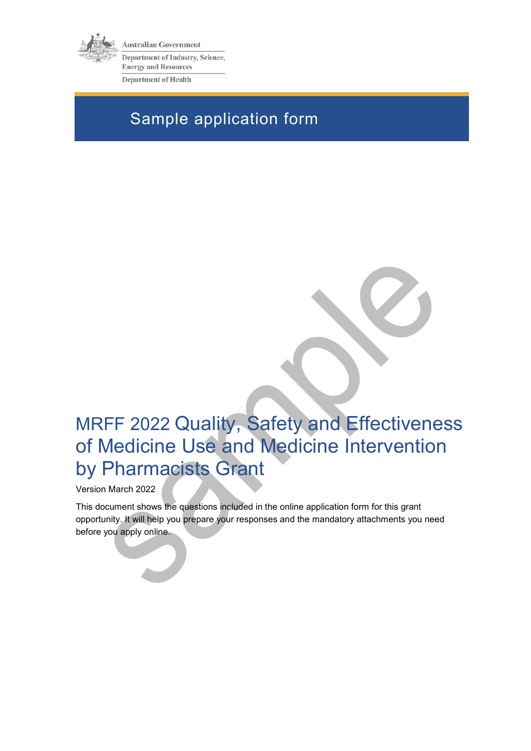Australian Government

Department of Industry, Science, Energy and Resources

Department of Health

# Sample application form

# MRFF 2022 Quality, Safety and Effectiveness of Medicine Use and Medicine Intervention by Pharmacists Grant

Version March 2022

This document shows the questions included in the online application form for this grant opportunity. It will help you prepare your responses and the mandatory attachments you need before you apply online.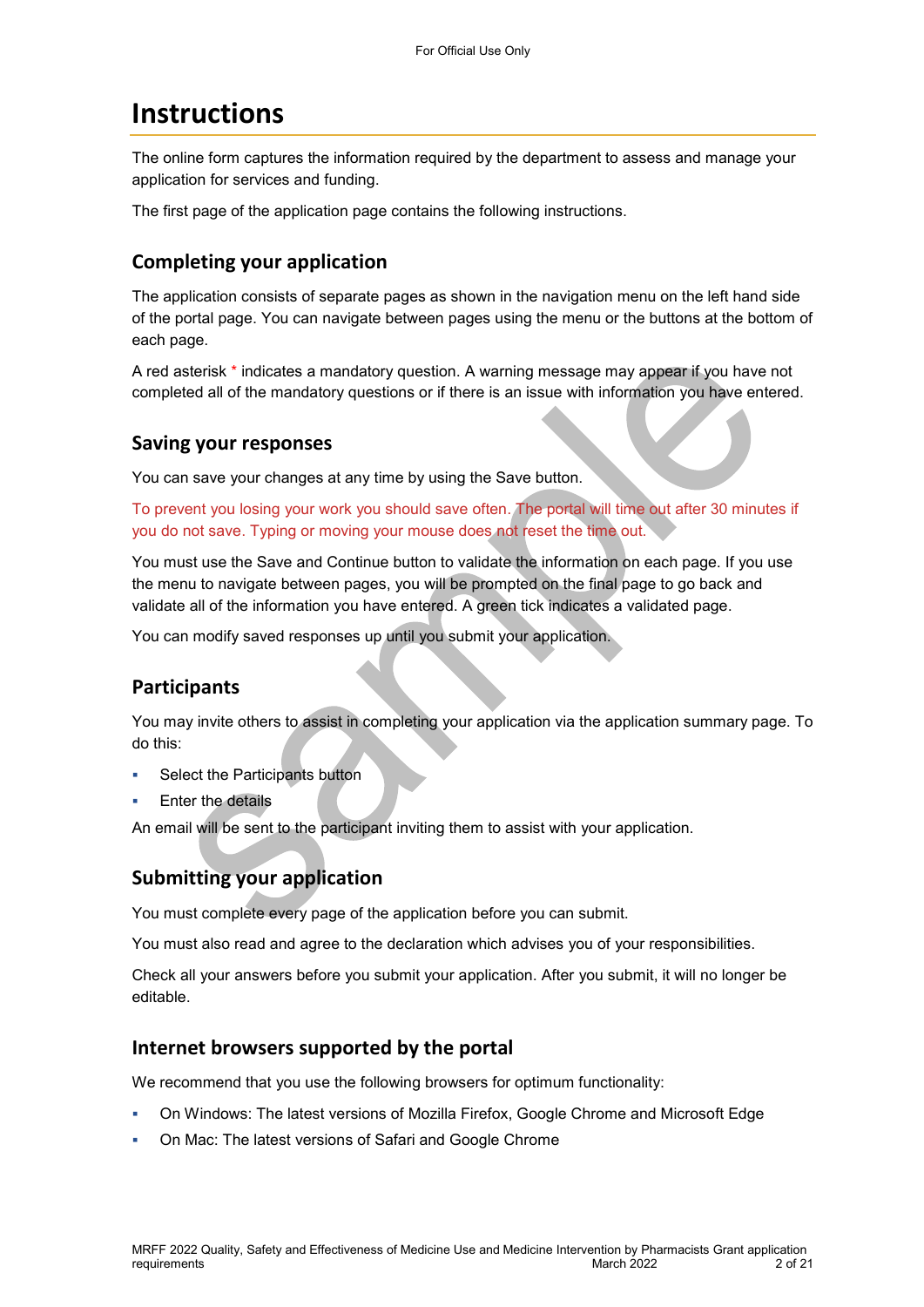# Instructions

The online form captures the information required by the department to assess and manage your application for services and funding.

The first page of the application page contains the following instructions.

## Completing your application

The application consists of separate pages as shown in the navigation menu on the left hand side of the portal page. You can navigate between pages using the menu or the buttons at the bottom of each page.

A red asterisk * indicates a mandatory question. A warning message may appear if you have not completed all of the mandatory questions or if there is an issue with information you have entered.

## Saving your responses

You can save your changes at any time by using the Save button.

To prevent you losing your work you should save often. The portal will time out after 30 minutes if you do not save. Typing or moving your mouse does not reset the time out.

You must use the Save and Continue button to validate the information on each page. If you use the menu to navigate between pages, you will be prompted on the final page to go back and validate all of the information you have entered. A green tick indicates a validated page.

You can modify saved responses up until you submit your application.

## Participants

You may invite others to assist in completing your application via the application summary page. To do this:

- Select the Participants button
- Enter the details

An email will be sent to the participant inviting them to assist with your application.

## Submitting your application

You must complete every page of the application before you can submit.

You must also read and agree to the declaration which advises you of your responsibilities.

Check all your answers before you submit your application. After you submit, it will no longer be editable.

## Internet browsers supported by the portal

We recommend that you use the following browsers for optimum functionality:

- On Windows: The latest versions of Mozilla Firefox, Google Chrome and Microsoft Edge
- On Mac: The latest versions of Safari and Google Chrome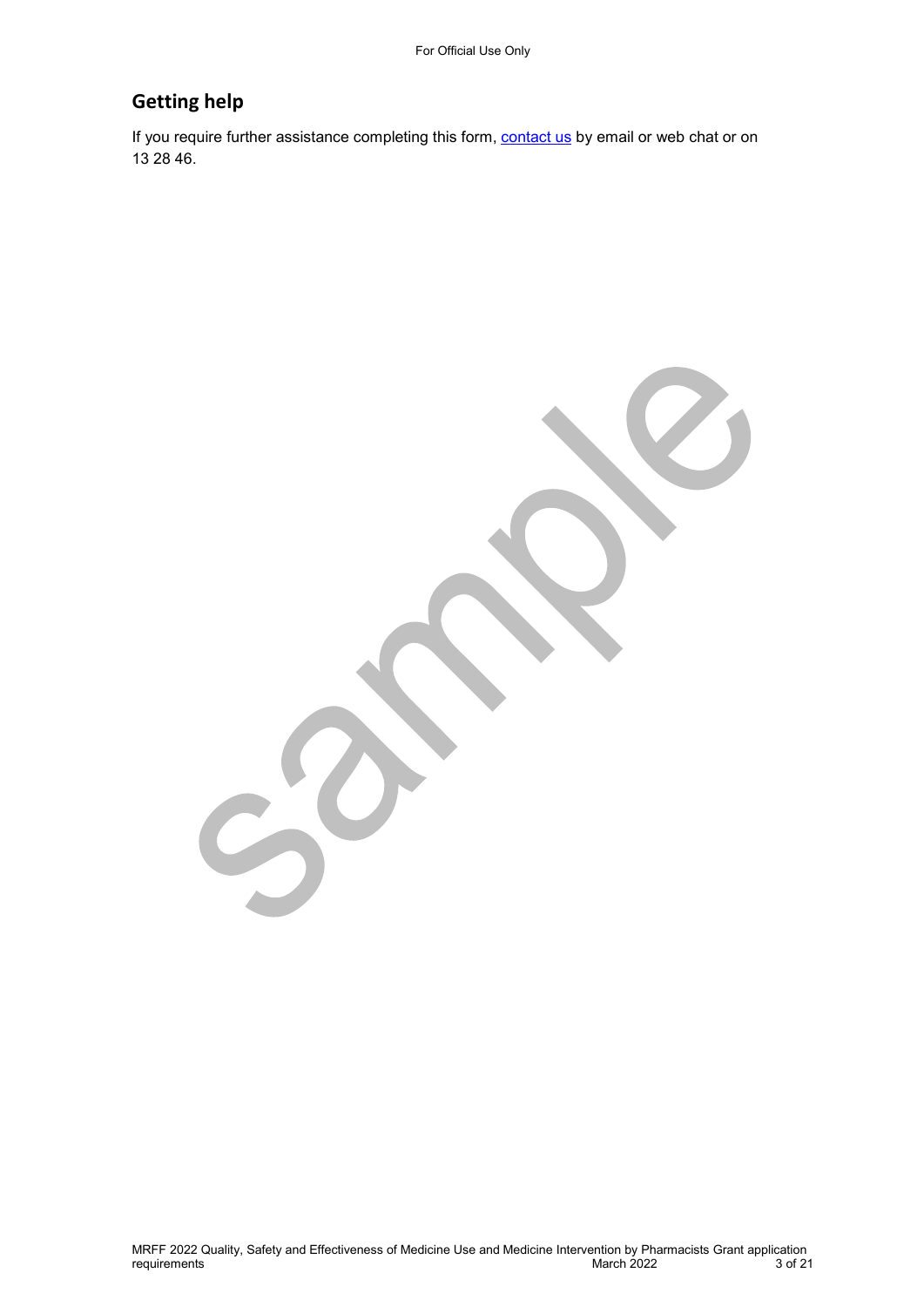## Getting help

If you require further assistance completing this form, [contact us](contact us) by email or web chat or on 13 28 46.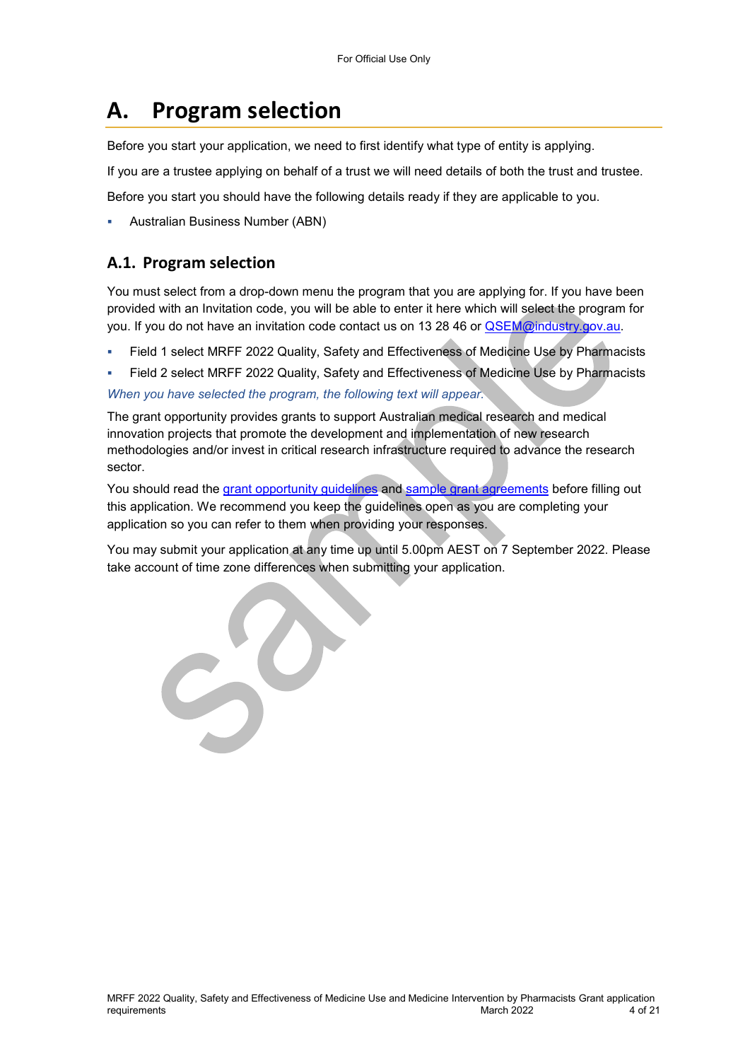# A. Program selection

Before you start your application, we need to first identify what type of entity is applying.

If you are a trustee applying on behalf of a trust we will need details of both the trust and trustee.

Before you start you should have the following details ready if they are applicable to you.

- Australian Business Number (ABN)

## A.1. Program selection

You must select from a drop-down menu the program that you are applying for. If you have been provided with an Invitation code, you will be able to enter it here which will select the program for you. If you do not have an invitation code contact us on 13 28 46 or [QSEM@industry.gov.au](mailto:QSEM@industry.gov.au).

- Field 1 select MRFF 2022 Quality, Safety and Effectiveness of Medicine Use by Pharmacists
- Field 2 select MRFF 2022 Quality, Safety and Effectiveness of Medicine Use by Pharmacists

*When you have selected the program, the following text will appear.*

The grant opportunity provides grants to support Australian medical research and medical innovation projects that promote the development and implementation of new research methodologies and/or invest in critical research infrastructure required to advance the research sector.

You should read the [grant opportunity guidelines]() and [sample grant agreements]() before filling out this application. We recommend you keep the guidelines open as you are completing your application so you can refer to them when providing your responses.

You may submit your application at any time up until 5.00pm AEST on 7 September 2022. Please take account of time zone differences when submitting your application.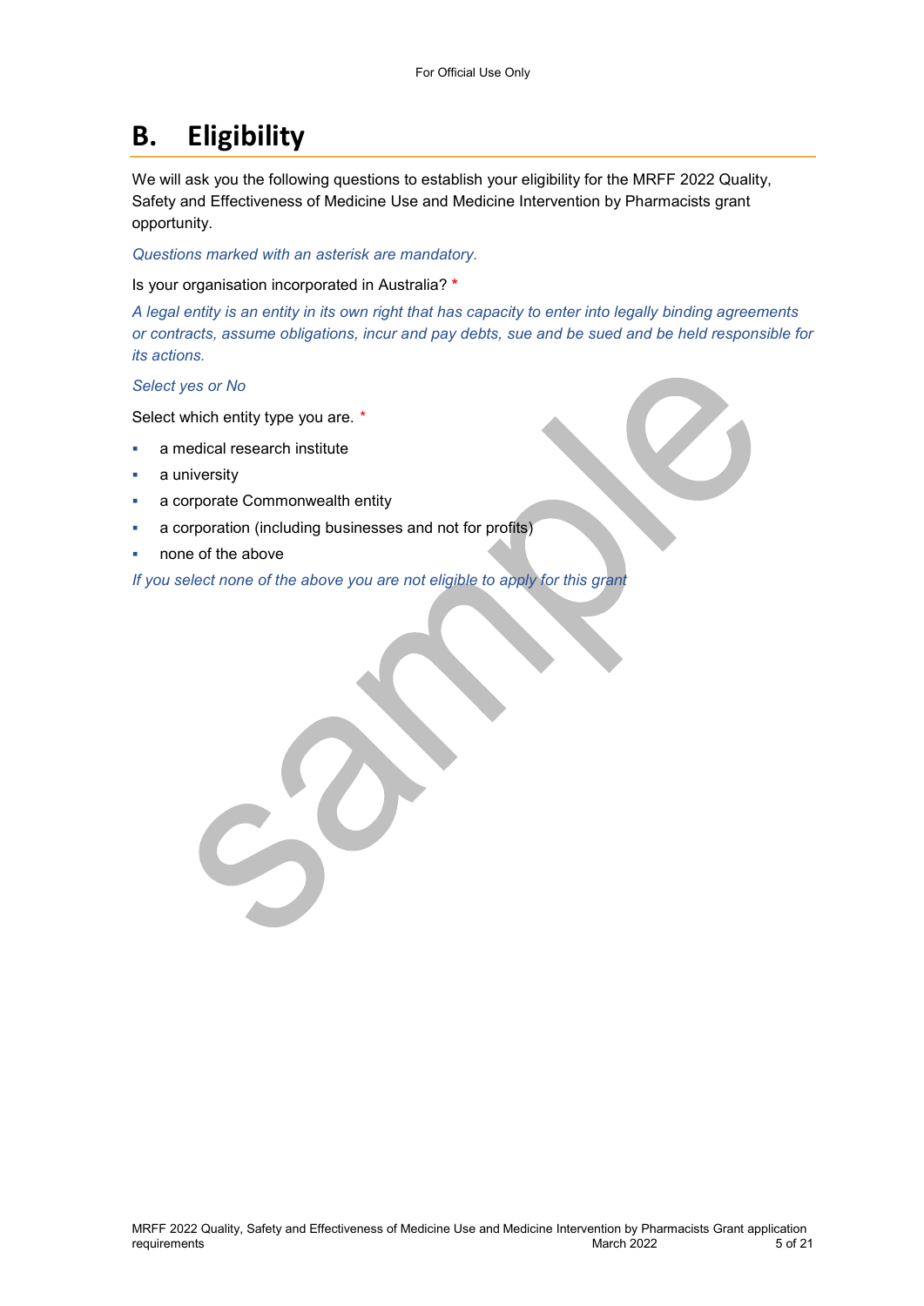# B. Eligibility

We will ask you the following questions to establish your eligibility for the MRFF 2022 Quality, Safety and Effectiveness of Medicine Use and Medicine Intervention by Pharmacists grant opportunity.

*Questions marked with an asterisk are mandatory.*

Is your organisation incorporated in Australia? *

*A legal entity is an entity in its own right that has capacity to enter into legally binding agreements or contracts, assume obligations, incur and pay debts, sue and be sued and be held responsible for its actions.*

*Select yes or No*

Select which entity type you are. *

- a medical research institute
- a university
- a corporate Commonwealth entity
- a corporation (including businesses and not for profits)
- none of the above

*If you select none of the above you are not eligible to apply for this grant*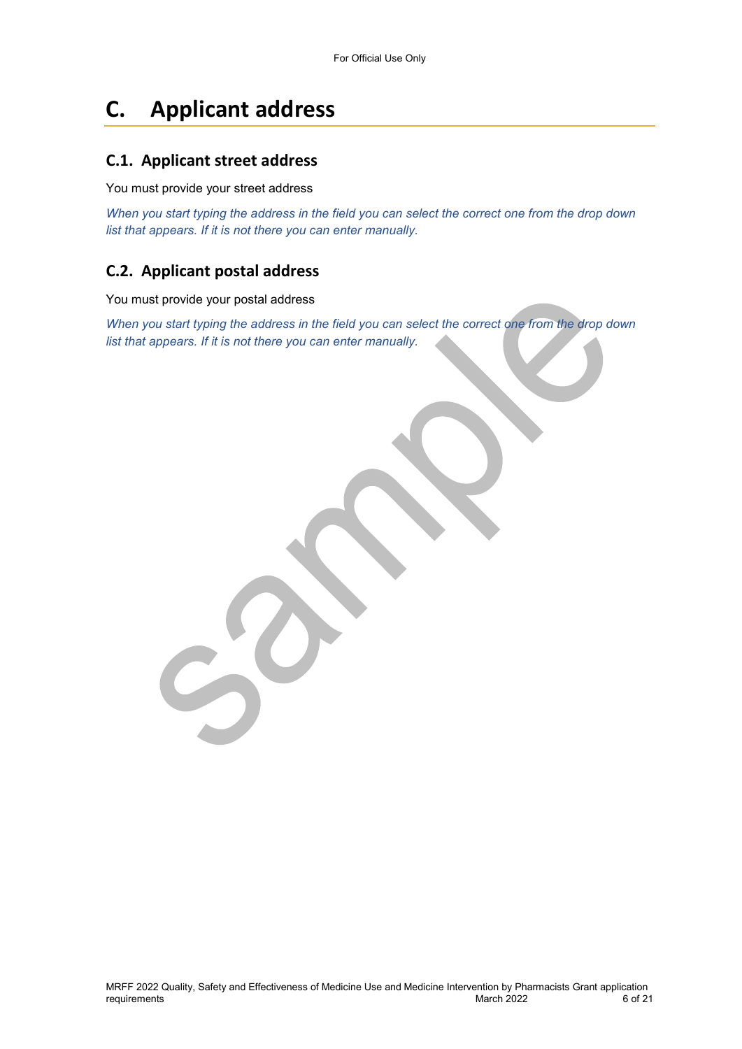# C. Applicant address

## C.1. Applicant street address

You must provide your street address

*When you start typing the address in the field you can select the correct one from the drop down list that appears. If it is not there you can enter manually.*

## C.2. Applicant postal address

You must provide your postal address

*When you start typing the address in the field you can select the correct one from the drop down list that appears. If it is not there you can enter manually.*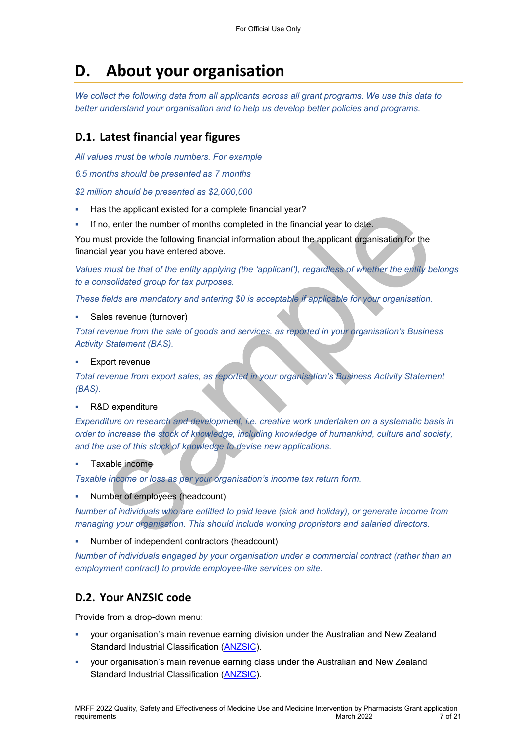# D. About your organisation

*We collect the following data from all applicants across all grant programs. We use this data to better understand your organisation and to help us develop better policies and programs.*

## D.1. Latest financial year figures

*All values must be whole numbers. For example*

*6.5 months should be presented as 7 months*

*$2 million should be presented as $2,000,000*

- Has the applicant existed for a complete financial year?
- If no, enter the number of months completed in the financial year to date.

You must provide the following financial information about the applicant organisation for the financial year you have entered above.

*Values must be that of the entity applying (the 'applicant'), regardless of whether the entity belongs to a consolidated group for tax purposes.*

*These fields are mandatory and entering $0 is acceptable if applicable for your organisation.*

- Sales revenue (turnover)

*Total revenue from the sale of goods and services, as reported in your organisation's Business Activity Statement (BAS).*

- Export revenue

*Total revenue from export sales, as reported in your organisation's Business Activity Statement (BAS).*

- R&D expenditure

*Expenditure on research and development, i.e. creative work undertaken on a systematic basis in order to increase the stock of knowledge, including knowledge of humankind, culture and society, and the use of this stock of knowledge to devise new applications.*

- Taxable income

*Taxable income or loss as per your organisation's income tax return form.*

- Number of employees (headcount)

*Number of individuals who are entitled to paid leave (sick and holiday), or generate income from managing your organisation. This should include working proprietors and salaried directors.*

- Number of independent contractors (headcount)

*Number of individuals engaged by your organisation under a commercial contract (rather than an employment contract) to provide employee-like services on site.*

## D.2. Your ANZSIC code

Provide from a drop-down menu:

- your organisation's main revenue earning division under the Australian and New Zealand Standard Industrial Classification (ANZSIC).
- your organisation's main revenue earning class under the Australian and New Zealand Standard Industrial Classification (ANZSIC).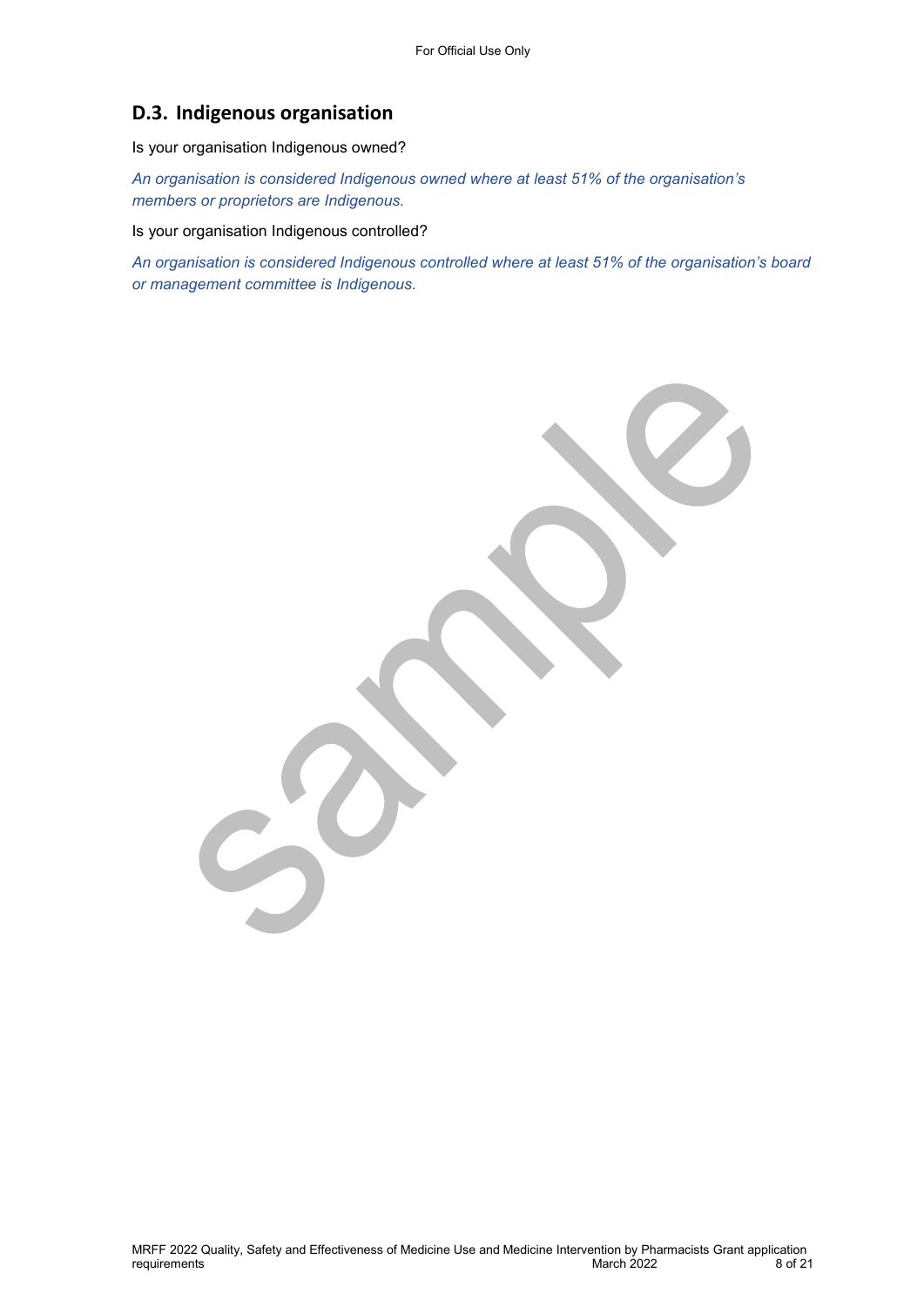## D.3. Indigenous organisation

Is your organisation Indigenous owned?

*An organisation is considered Indigenous owned where at least 51% of the organisation's members or proprietors are Indigenous.*

Is your organisation Indigenous controlled?

*An organisation is considered Indigenous controlled where at least 51% of the organisation's board or management committee is Indigenous.*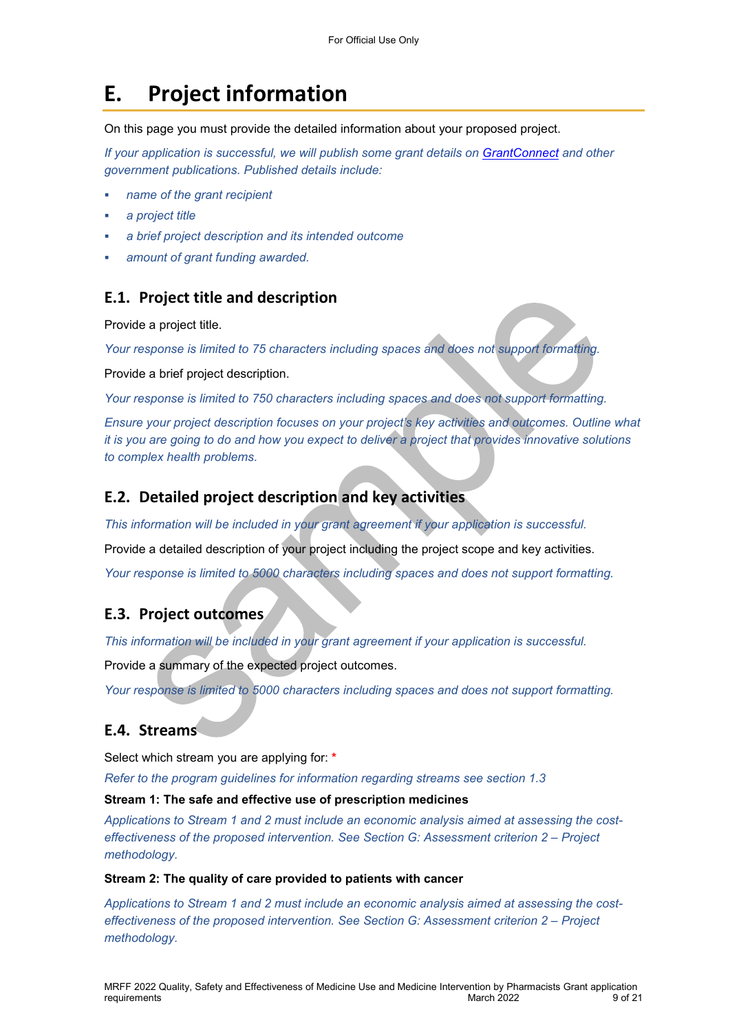# E. Project information

On this page you must provide the detailed information about your proposed project.

*If your application is successful, we will publish some grant details on [GrantConnect](GrantConnect) and other government publications. Published details include:*

- *name of the grant recipient*
- *a project title*
- *a brief project description and its intended outcome*
- *amount of grant funding awarded.*

## E.1. Project title and description

Provide a project title.

*Your response is limited to 75 characters including spaces and does not support formatting.*

Provide a brief project description.

*Your response is limited to 750 characters including spaces and does not support formatting.*

*Ensure your project description focuses on your project's key activities and outcomes. Outline what it is you are going to do and how you expect to deliver a project that provides innovative solutions to complex health problems.*

## E.2. Detailed project description and key activities

*This information will be included in your grant agreement if your application is successful.*

Provide a detailed description of your project including the project scope and key activities.

*Your response is limited to 5000 characters including spaces and does not support formatting.*

## E.3. Project outcomes

*This information will be included in your grant agreement if your application is successful.*

Provide a summary of the expected project outcomes.

*Your response is limited to 5000 characters including spaces and does not support formatting.*

## E.4. Streams

Select which stream you are applying for: *

*Refer to the program guidelines for information regarding streams see section 1.3*

**Stream 1: The safe and effective use of prescription medicines**

*Applications to Stream 1 and 2 must include an economic analysis aimed at assessing the cost-effectiveness of the proposed intervention. See Section G: Assessment criterion 2 – Project methodology.*

**Stream 2: The quality of care provided to patients with cancer**

*Applications to Stream 1 and 2 must include an economic analysis aimed at assessing the cost-effectiveness of the proposed intervention. See Section G: Assessment criterion 2 – Project methodology.*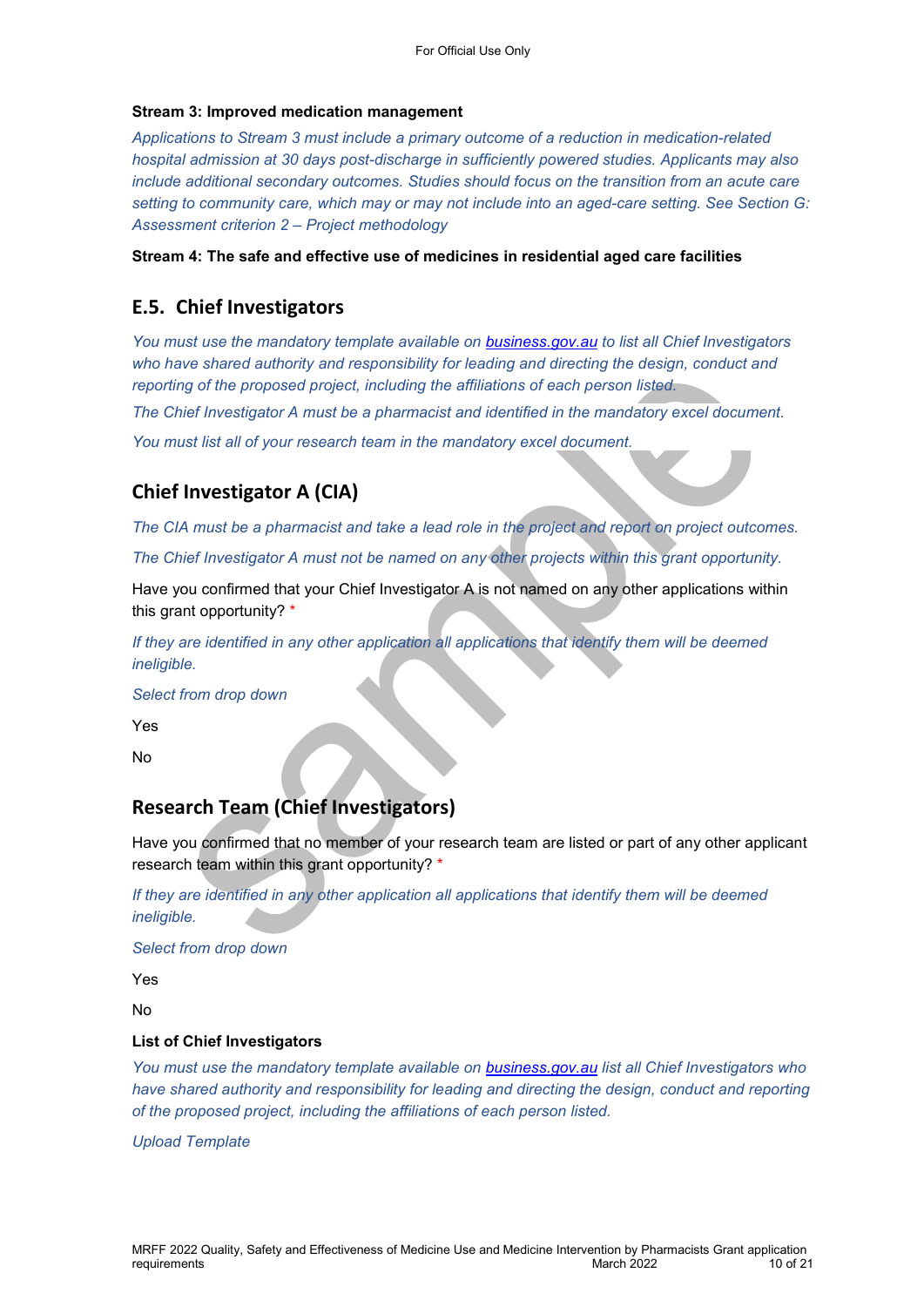**Stream 3: Improved medication management**

*Applications to Stream 3 must include a primary outcome of a reduction in medication-related hospital admission at 30 days post-discharge in sufficiently powered studies. Applicants may also include additional secondary outcomes. Studies should focus on the transition from an acute care setting to community care, which may or may not include into an aged-care setting. See Section G: Assessment criterion 2 – Project methodology*

**Stream 4: The safe and effective use of medicines in residential aged care facilities**

## E.5. Chief Investigators

*You must use the mandatory template available on [business.gov.au](business.gov.au) to list all Chief Investigators who have shared authority and responsibility for leading and directing the design, conduct and reporting of the proposed project, including the affiliations of each person listed.*

*The Chief Investigator A must be a pharmacist and identified in the mandatory excel document.*

*You must list all of your research team in the mandatory excel document.*

## Chief Investigator A (CIA)

*The CIA must be a pharmacist and take a lead role in the project and report on project outcomes.*

*The Chief Investigator A must not be named on any other projects within this grant opportunity.*

Have you confirmed that your Chief Investigator A is not named on any other applications within this grant opportunity? *

*If they are identified in any other application all applications that identify them will be deemed ineligible.*

*Select from drop down*

Yes

No

## Research Team (Chief Investigators)

Have you confirmed that no member of your research team are listed or part of any other applicant research team within this grant opportunity? *

*If they are identified in any other application all applications that identify them will be deemed ineligible.*

*Select from drop down*

Yes

No

**List of Chief Investigators**

*You must use the mandatory template available on [business.gov.au](business.gov.au) list all Chief Investigators who have shared authority and responsibility for leading and directing the design, conduct and reporting of the proposed project, including the affiliations of each person listed.*

*Upload Template*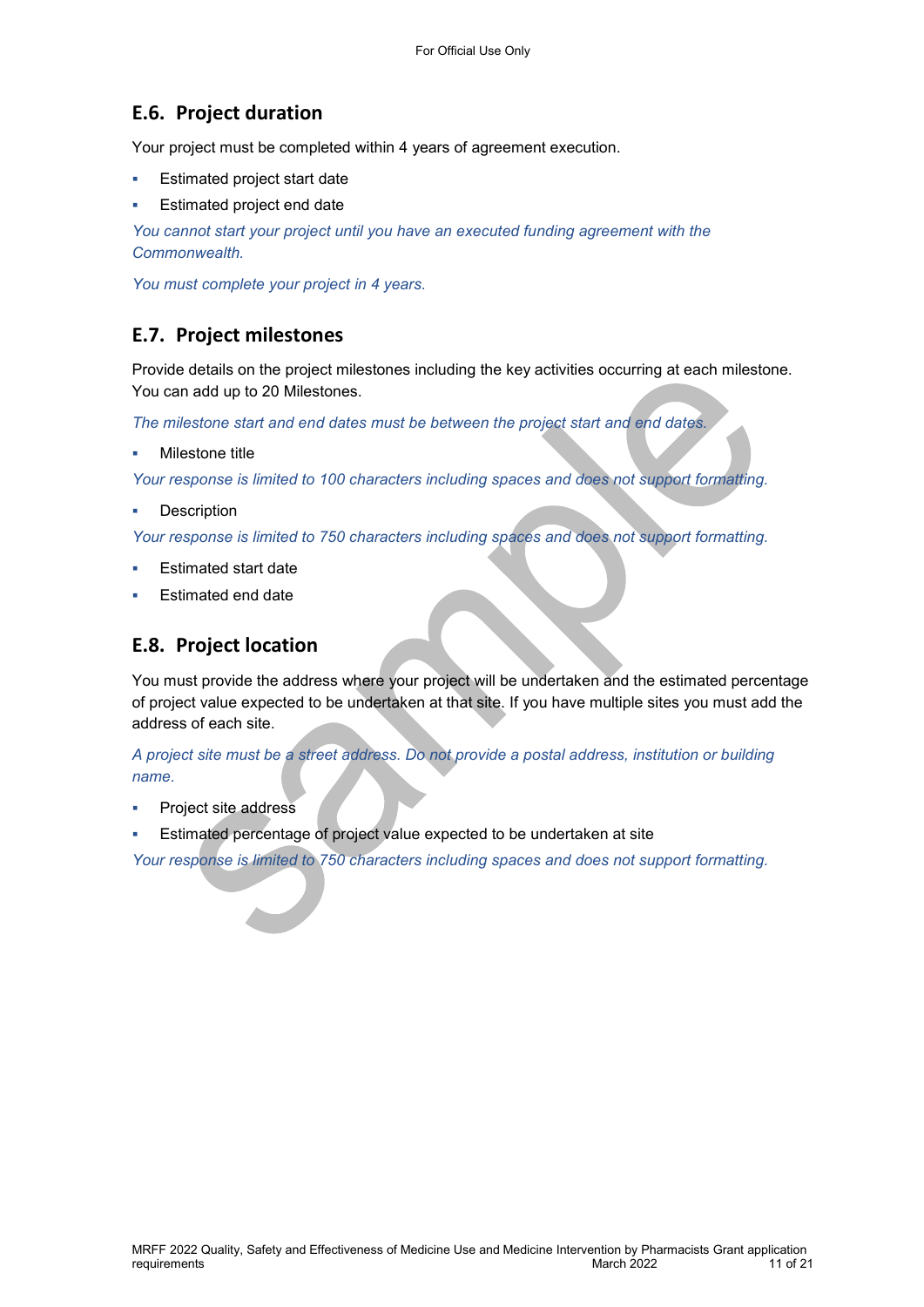## E.6. Project duration

Your project must be completed within 4 years of agreement execution.

- Estimated project start date
- Estimated project end date

*You cannot start your project until you have an executed funding agreement with the Commonwealth.*

*You must complete your project in 4 years.*

## E.7. Project milestones

Provide details on the project milestones including the key activities occurring at each milestone. You can add up to 20 Milestones.

*The milestone start and end dates must be between the project start and end dates.*

- Milestone title

*Your response is limited to 100 characters including spaces and does not support formatting.*

- Description

*Your response is limited to 750 characters including spaces and does not support formatting.*

- Estimated start date
- Estimated end date

## E.8. Project location

You must provide the address where your project will be undertaken and the estimated percentage of project value expected to be undertaken at that site. If you have multiple sites you must add the address of each site.

*A project site must be a street address. Do not provide a postal address, institution or building name.*

- Project site address
- Estimated percentage of project value expected to be undertaken at site

*Your response is limited to 750 characters including spaces and does not support formatting.*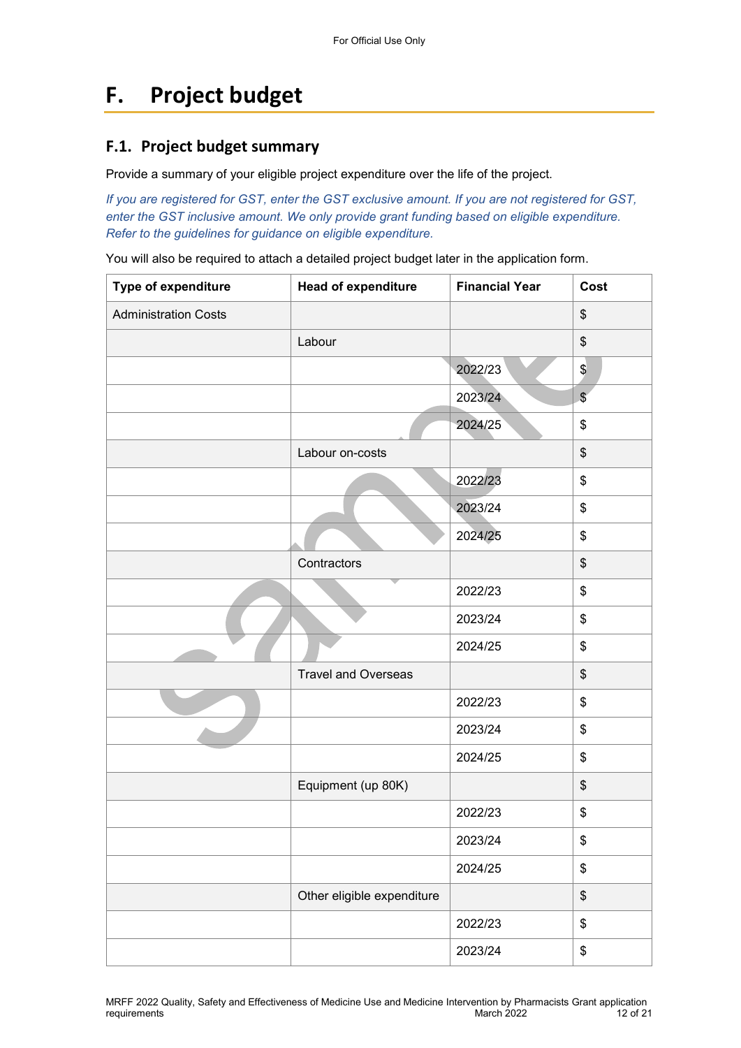# F. Project budget

## F.1. Project budget summary

Provide a summary of your eligible project expenditure over the life of the project.

*If you are registered for GST, enter the GST exclusive amount. If you are not registered for GST, enter the GST inclusive amount. We only provide grant funding based on eligible expenditure. Refer to the guidelines for guidance on eligible expenditure.*

You will also be required to attach a detailed project budget later in the application form.

| Type of expenditure | Head of expenditure | Financial Year | Cost |
|---|---|---|---|
| Administration Costs | | | $ |
| | Labour | | $ |
| | | 2022/23 | $ |
| | | 2023/24 | $ |
| | | 2024/25 | $ |
| | Labour on-costs | | $ |
| | | 2022/23 | $ |
| | | 2023/24 | $ |
| | | 2024/25 | $ |
| | Contractors | | $ |
| | | 2022/23 | $ |
| | | 2023/24 | $ |
| | | 2024/25 | $ |
| | Travel and Overseas | | $ |
| | | 2022/23 | $ |
| | | 2023/24 | $ |
| | | 2024/25 | $ |
| | Equipment (up 80K) | | $ |
| | | 2022/23 | $ |
| | | 2023/24 | $ |
| | | 2024/25 | $ |
| | Other eligible expenditure | | $ |
| | | 2022/23 | $ |
| | | 2023/24 | $ |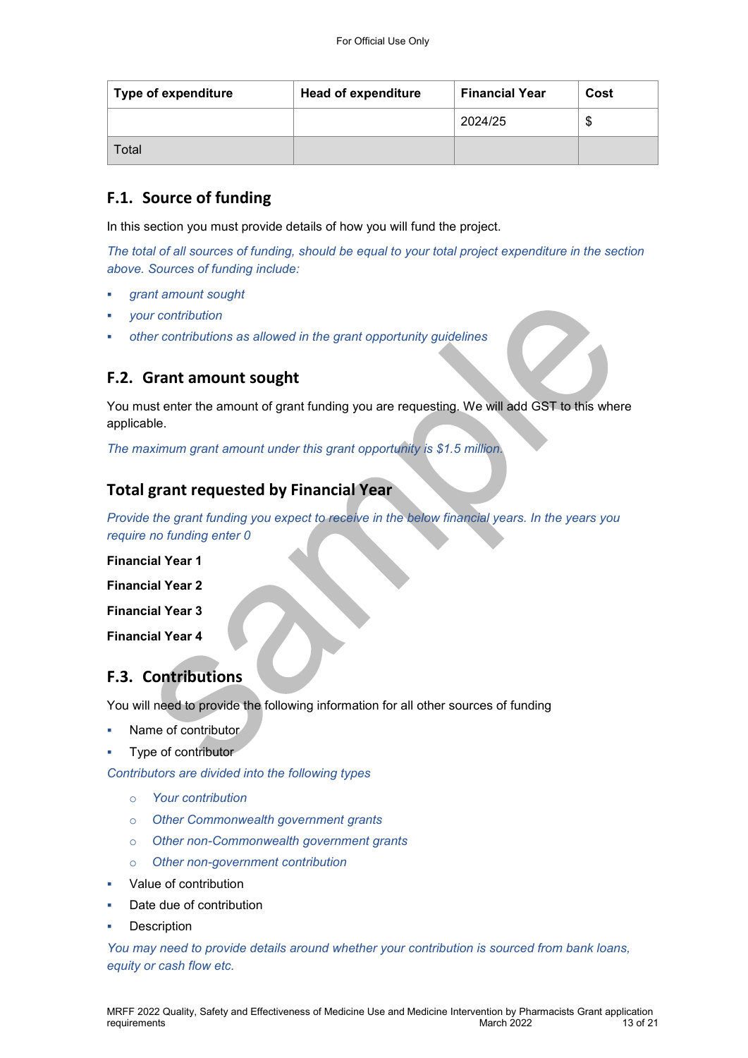| Type of expenditure | Head of expenditure | Financial Year | Cost |
|---|---|---|---|
| | | 2024/25 | $ |
| Total | | | |

## F.1. Source of funding

In this section you must provide details of how you will fund the project.

*The total of all sources of funding, should be equal to your total project expenditure in the section above. Sources of funding include:*

- *grant amount sought*
- *your contribution*
- *other contributions as allowed in the grant opportunity guidelines*

## F.2. Grant amount sought

You must enter the amount of grant funding you are requesting. We will add GST to this where applicable.

*The maximum grant amount under this grant opportunity is $1.5 million.*

## Total grant requested by Financial Year

*Provide the grant funding you expect to receive in the below financial years. In the years you require no funding enter 0*

**Financial Year 1**

**Financial Year 2**

**Financial Year 3**

**Financial Year 4**

## F.3. Contributions

You will need to provide the following information for all other sources of funding

- Name of contributor
- Type of contributor

*Contributors are divided into the following types*

  - *Your contribution*
  - *Other Commonwealth government grants*
  - *Other non-Commonwealth government grants*
  - *Other non-government contribution*

- Value of contribution
- Date due of contribution
- Description

*You may need to provide details around whether your contribution is sourced from bank loans, equity or cash flow etc.*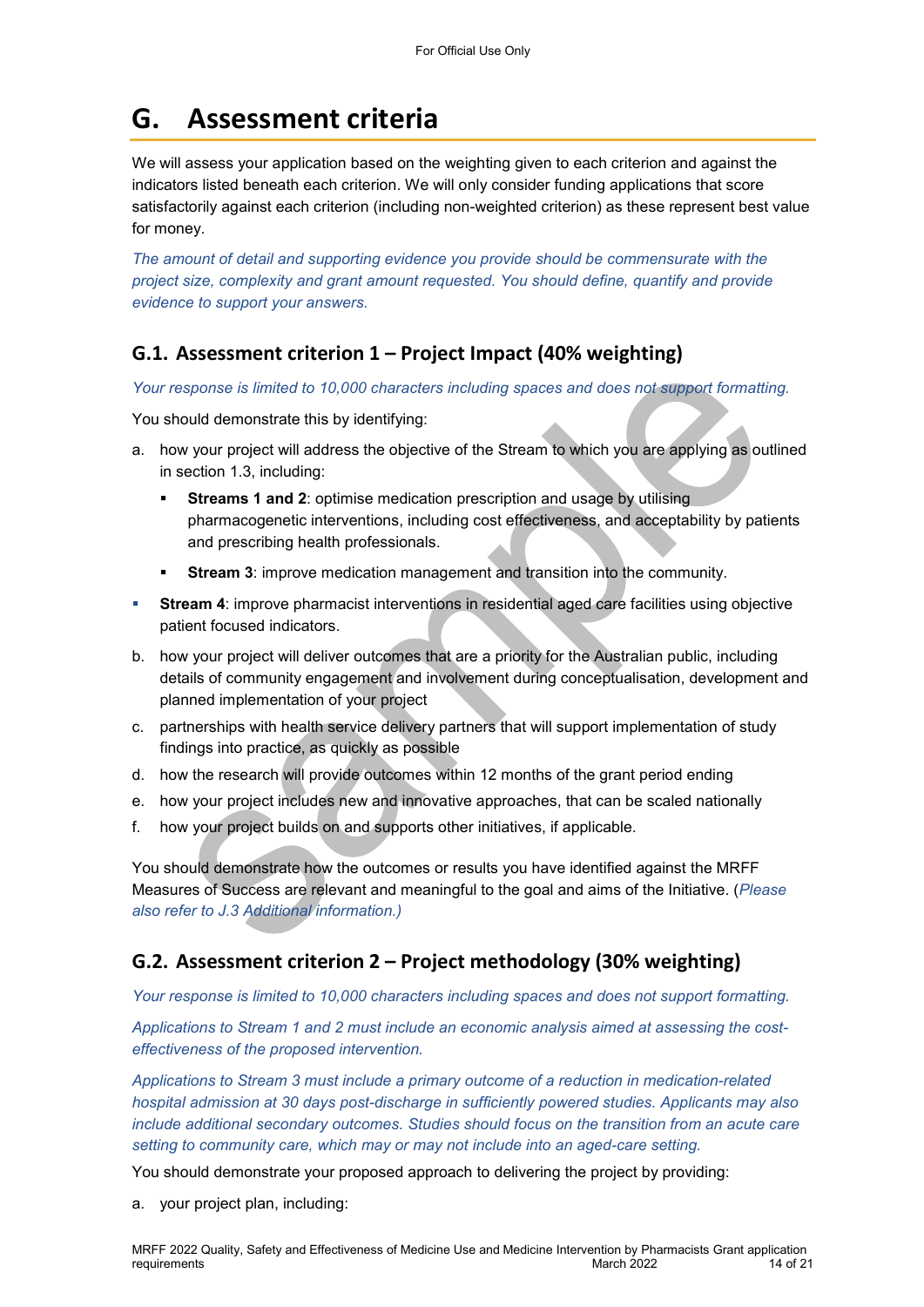# G. Assessment criteria

We will assess your application based on the weighting given to each criterion and against the indicators listed beneath each criterion. We will only consider funding applications that score satisfactorily against each criterion (including non-weighted criterion) as these represent best value for money.

*The amount of detail and supporting evidence you provide should be commensurate with the project size, complexity and grant amount requested. You should define, quantify and provide evidence to support your answers.*

## G.1. Assessment criterion 1 – Project Impact (40% weighting)

*Your response is limited to 10,000 characters including spaces and does not support formatting.*

You should demonstrate this by identifying:

a. how your project will address the objective of the Stream to which you are applying as outlined in section 1.3, including:
   - **Streams 1 and 2**: optimise medication prescription and usage by utilising pharmacogenetic interventions, including cost effectiveness, and acceptability by patients and prescribing health professionals.
   - **Stream 3**: improve medication management and transition into the community.
   - **Stream 4**: improve pharmacist interventions in residential aged care facilities using objective patient focused indicators.

b. how your project will deliver outcomes that are a priority for the Australian public, including details of community engagement and involvement during conceptualisation, development and planned implementation of your project

c. partnerships with health service delivery partners that will support implementation of study findings into practice, as quickly as possible

d. how the research will provide outcomes within 12 months of the grant period ending

e. how your project includes new and innovative approaches, that can be scaled nationally

f. how your project builds on and supports other initiatives, if applicable.

You should demonstrate how the outcomes or results you have identified against the MRFF Measures of Success are relevant and meaningful to the goal and aims of the Initiative. (*Please also refer to J.3 Additional information.)*

## G.2. Assessment criterion 2 – Project methodology (30% weighting)

*Your response is limited to 10,000 characters including spaces and does not support formatting.*

*Applications to Stream 1 and 2 must include an economic analysis aimed at assessing the cost-effectiveness of the proposed intervention.*

*Applications to Stream 3 must include a primary outcome of a reduction in medication-related hospital admission at 30 days post-discharge in sufficiently powered studies. Applicants may also include additional secondary outcomes. Studies should focus on the transition from an acute care setting to community care, which may or may not include into an aged-care setting.*

You should demonstrate your proposed approach to delivering the project by providing:

a. your project plan, including: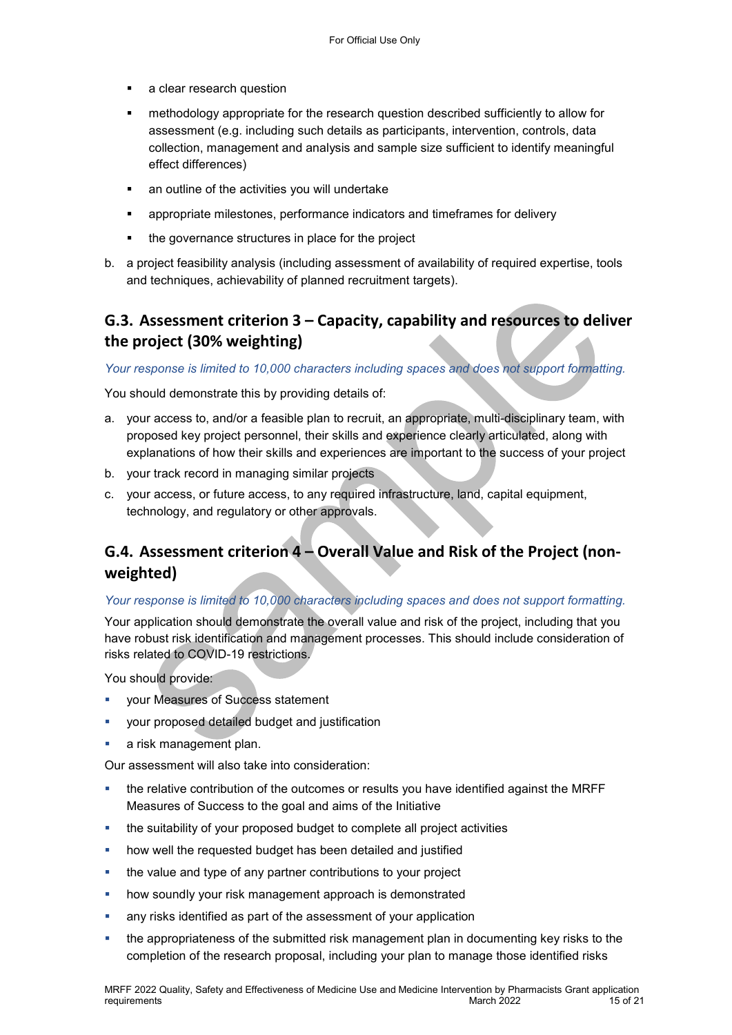- a clear research question
- methodology appropriate for the research question described sufficiently to allow for assessment (e.g. including such details as participants, intervention, controls, data collection, management and analysis and sample size sufficient to identify meaningful effect differences)
- an outline of the activities you will undertake
- appropriate milestones, performance indicators and timeframes for delivery
- the governance structures in place for the project

b. a project feasibility analysis (including assessment of availability of required expertise, tools and techniques, achievability of planned recruitment targets).

## G.3. Assessment criterion 3 – Capacity, capability and resources to deliver the project (30% weighting)

*Your response is limited to 10,000 characters including spaces and does not support formatting.*

You should demonstrate this by providing details of:

a. your access to, and/or a feasible plan to recruit, an appropriate, multi-disciplinary team, with proposed key project personnel, their skills and experience clearly articulated, along with explanations of how their skills and experiences are important to the success of your project

b. your track record in managing similar projects

c. your access, or future access, to any required infrastructure, land, capital equipment, technology, and regulatory or other approvals.

## G.4. Assessment criterion 4 – Overall Value and Risk of the Project (non-weighted)

*Your response is limited to 10,000 characters including spaces and does not support formatting.*

Your application should demonstrate the overall value and risk of the project, including that you have robust risk identification and management processes. This should include consideration of risks related to COVID-19 restrictions.

You should provide:

- your Measures of Success statement
- your proposed detailed budget and justification
- a risk management plan.

Our assessment will also take into consideration:

- the relative contribution of the outcomes or results you have identified against the MRFF Measures of Success to the goal and aims of the Initiative
- the suitability of your proposed budget to complete all project activities
- how well the requested budget has been detailed and justified
- the value and type of any partner contributions to your project
- how soundly your risk management approach is demonstrated
- any risks identified as part of the assessment of your application
- the appropriateness of the submitted risk management plan in documenting key risks to the completion of the research proposal, including your plan to manage those identified risks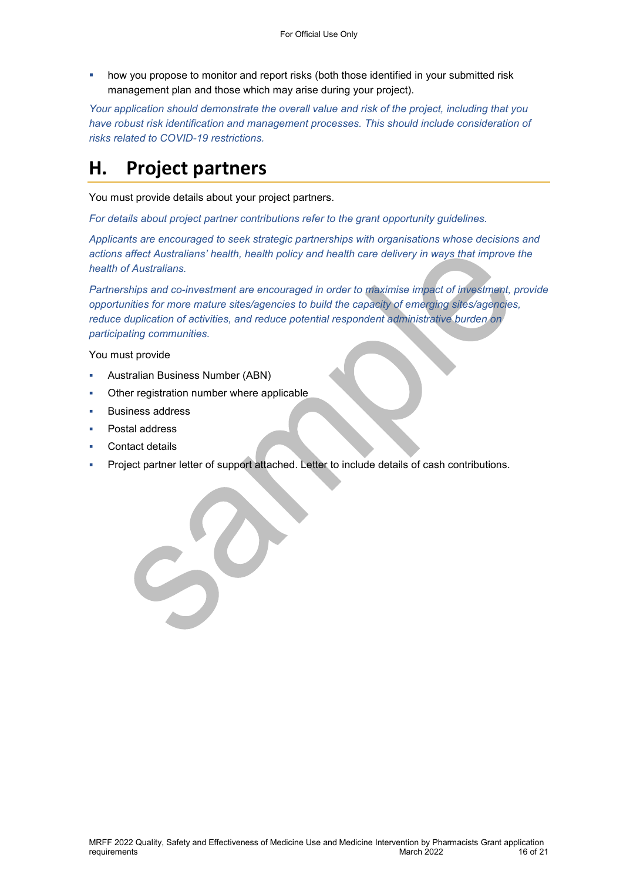- how you propose to monitor and report risks (both those identified in your submitted risk management plan and those which may arise during your project).

*Your application should demonstrate the overall value and risk of the project, including that you have robust risk identification and management processes. This should include consideration of risks related to COVID-19 restrictions.*

# H. Project partners

You must provide details about your project partners.

*For details about project partner contributions refer to the grant opportunity guidelines.*

*Applicants are encouraged to seek strategic partnerships with organisations whose decisions and actions affect Australians' health, health policy and health care delivery in ways that improve the health of Australians.*

*Partnerships and co-investment are encouraged in order to maximise impact of investment, provide opportunities for more mature sites/agencies to build the capacity of emerging sites/agencies, reduce duplication of activities, and reduce potential respondent administrative burden on participating communities.*

You must provide

- Australian Business Number (ABN)
- Other registration number where applicable
- Business address
- Postal address
- Contact details
- Project partner letter of support attached. Letter to include details of cash contributions.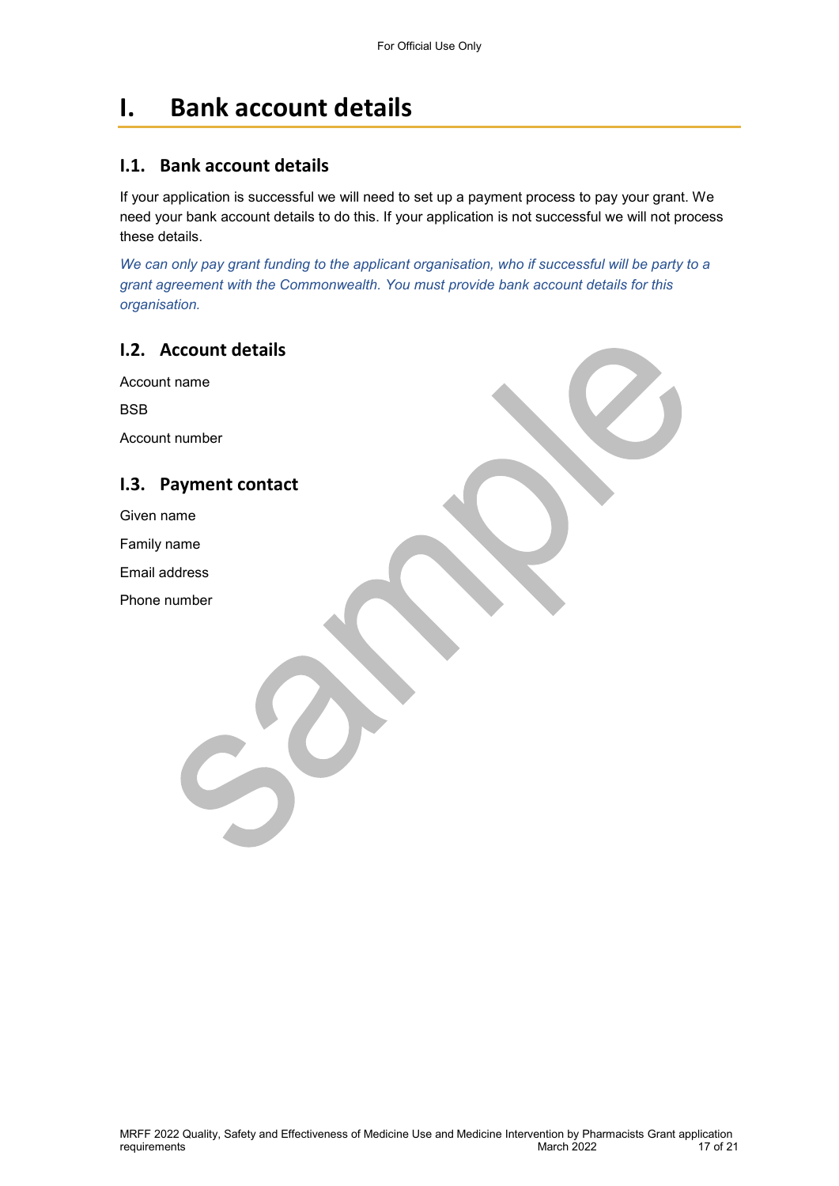# I. Bank account details

## I.1. Bank account details

If your application is successful we will need to set up a payment process to pay your grant. We need your bank account details to do this. If your application is not successful we will not process these details.

*We can only pay grant funding to the applicant organisation, who if successful will be party to a grant agreement with the Commonwealth. You must provide bank account details for this organisation.*

## I.2. Account details

Account name

BSB

Account number

## I.3. Payment contact

Given name

Family name

Email address

Phone number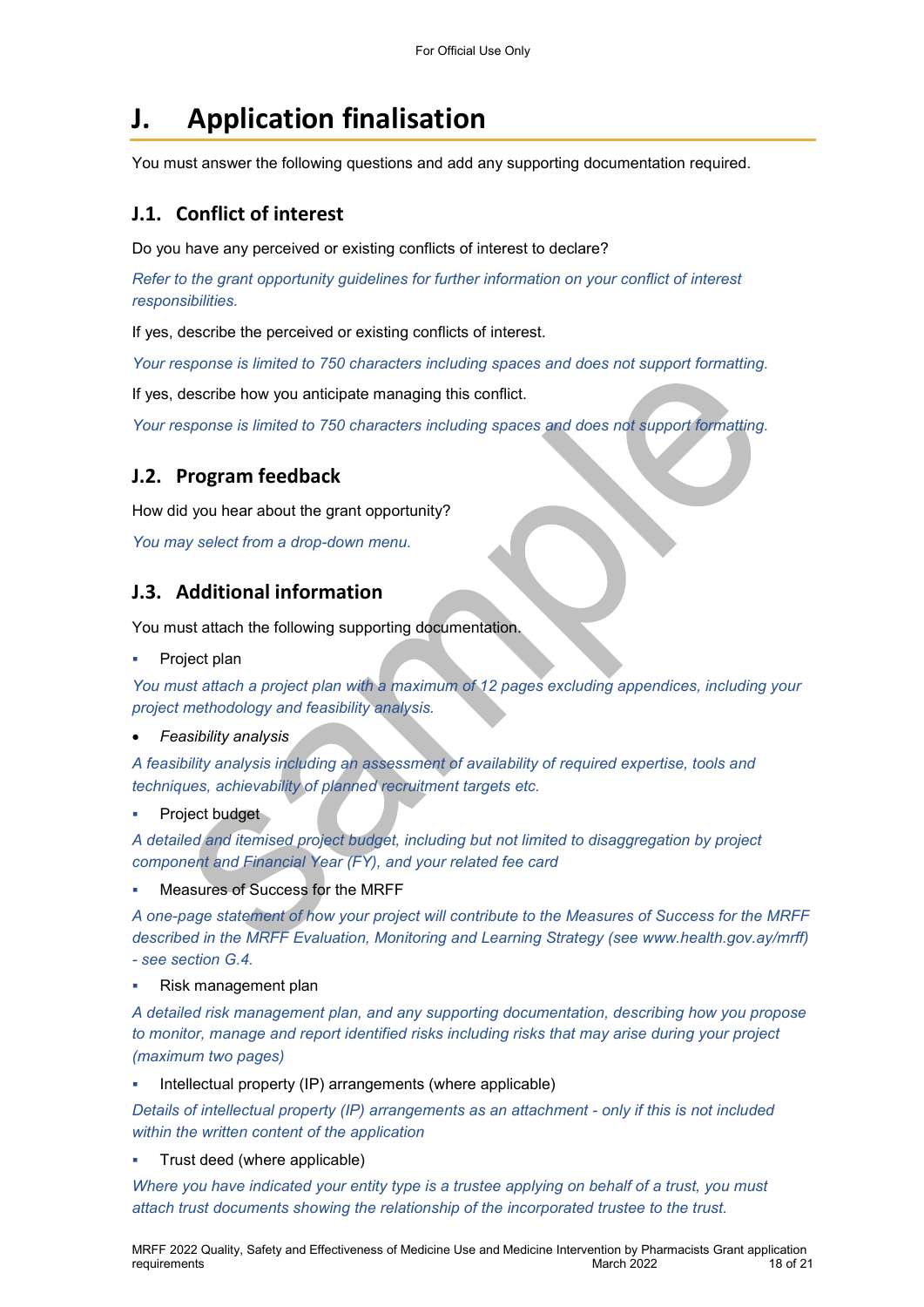# J. Application finalisation

You must answer the following questions and add any supporting documentation required.

## J.1. Conflict of interest

Do you have any perceived or existing conflicts of interest to declare?

*Refer to the grant opportunity guidelines for further information on your conflict of interest responsibilities.*

If yes, describe the perceived or existing conflicts of interest.

*Your response is limited to 750 characters including spaces and does not support formatting.*

If yes, describe how you anticipate managing this conflict.

*Your response is limited to 750 characters including spaces and does not support formatting.*

## J.2. Program feedback

How did you hear about the grant opportunity?

*You may select from a drop-down menu.*

## J.3. Additional information

You must attach the following supporting documentation.

- Project plan

*You must attach a project plan with a maximum of 12 pages excluding appendices, including your project methodology and feasibility analysis.*

- *Feasibility analysis*

*A feasibility analysis including an assessment of availability of required expertise, tools and techniques, achievability of planned recruitment targets etc.*

- Project budget

*A detailed and itemised project budget, including but not limited to disaggregation by project component and Financial Year (FY), and your related fee card*

- Measures of Success for the MRFF

*A one-page statement of how your project will contribute to the Measures of Success for the MRFF described in the MRFF Evaluation, Monitoring and Learning Strategy (see www.health.gov.ay/mrff) - see section G.4.*

- Risk management plan

*A detailed risk management plan, and any supporting documentation, describing how you propose to monitor, manage and report identified risks including risks that may arise during your project (maximum two pages)*

- Intellectual property (IP) arrangements (where applicable)

*Details of intellectual property (IP) arrangements as an attachment - only if this is not included within the written content of the application*

- Trust deed (where applicable)

*Where you have indicated your entity type is a trustee applying on behalf of a trust, you must attach trust documents showing the relationship of the incorporated trustee to the trust.*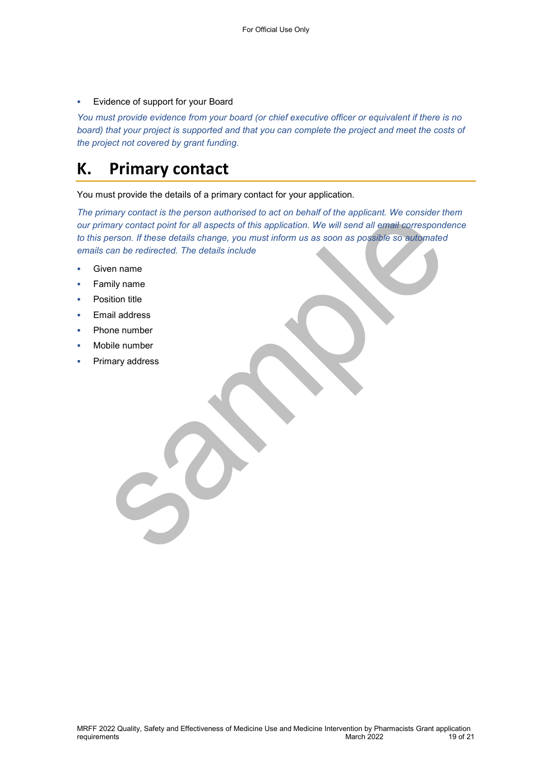- Evidence of support for your Board

*You must provide evidence from your board (or chief executive officer or equivalent if there is no board) that your project is supported and that you can complete the project and meet the costs of the project not covered by grant funding.*

# K. Primary contact

You must provide the details of a primary contact for your application.

*The primary contact is the person authorised to act on behalf of the applicant. We consider them our primary contact point for all aspects of this application. We will send all email correspondence to this person. If these details change, you must inform us as soon as possible so automated emails can be redirected. The details include*

- Given name
- Family name
- Position title
- Email address
- Phone number
- Mobile number
- Primary address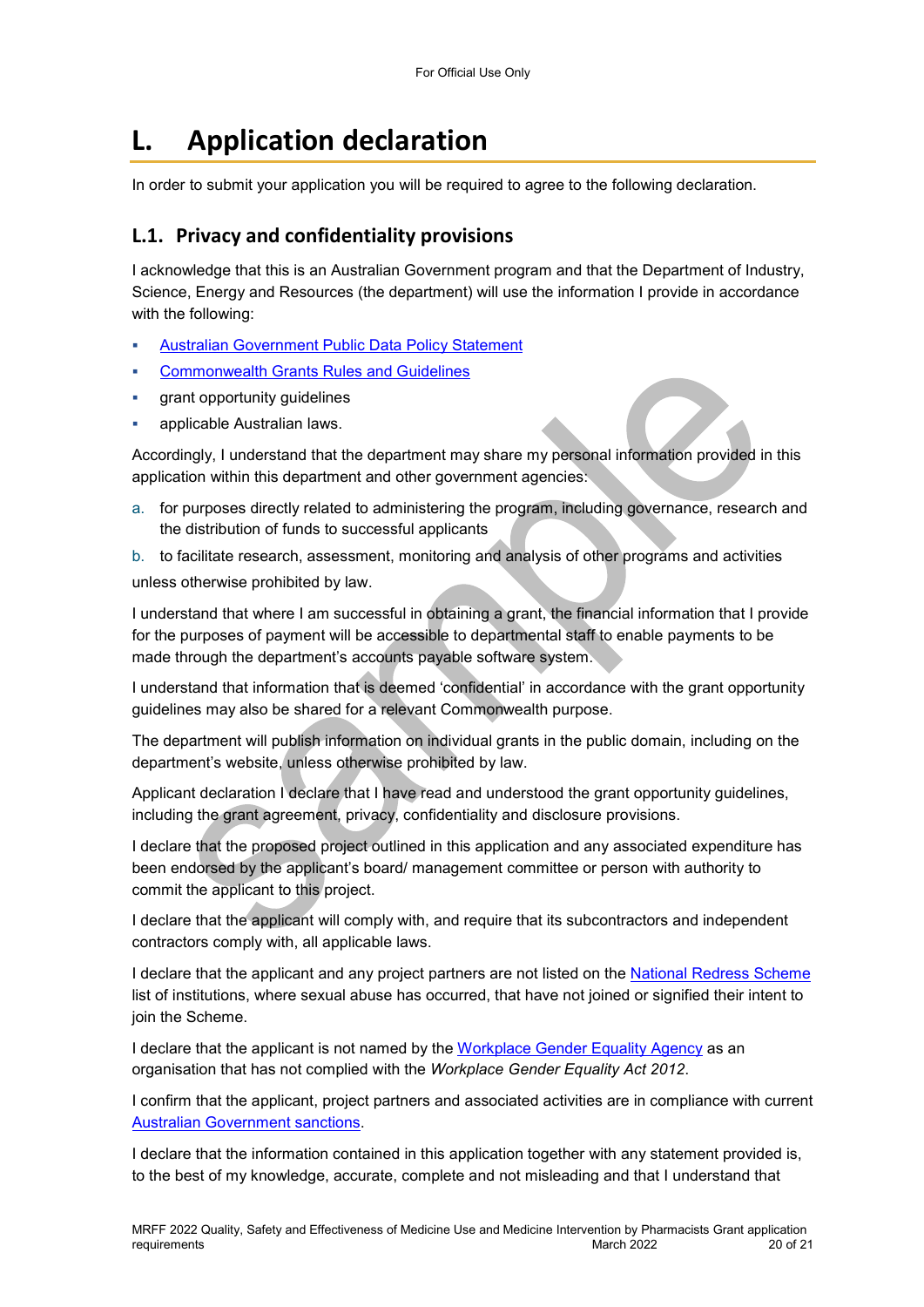# L. Application declaration

In order to submit your application you will be required to agree to the following declaration.

## L.1. Privacy and confidentiality provisions

I acknowledge that this is an Australian Government program and that the Department of Industry, Science, Energy and Resources (the department) will use the information I provide in accordance with the following:

- Australian Government Public Data Policy Statement
- Commonwealth Grants Rules and Guidelines
- grant opportunity guidelines
- applicable Australian laws.

Accordingly, I understand that the department may share my personal information provided in this application within this department and other government agencies:

a. for purposes directly related to administering the program, including governance, research and the distribution of funds to successful applicants

b. to facilitate research, assessment, monitoring and analysis of other programs and activities

unless otherwise prohibited by law.

I understand that where I am successful in obtaining a grant, the financial information that I provide for the purposes of payment will be accessible to departmental staff to enable payments to be made through the department's accounts payable software system.

I understand that information that is deemed 'confidential' in accordance with the grant opportunity guidelines may also be shared for a relevant Commonwealth purpose.

The department will publish information on individual grants in the public domain, including on the department's website, unless otherwise prohibited by law.

Applicant declaration I declare that I have read and understood the grant opportunity guidelines, including the grant agreement, privacy, confidentiality and disclosure provisions.

I declare that the proposed project outlined in this application and any associated expenditure has been endorsed by the applicant's board/ management committee or person with authority to commit the applicant to this project.

I declare that the applicant will comply with, and require that its subcontractors and independent contractors comply with, all applicable laws.

I declare that the applicant and any project partners are not listed on the National Redress Scheme list of institutions, where sexual abuse has occurred, that have not joined or signified their intent to join the Scheme.

I declare that the applicant is not named by the Workplace Gender Equality Agency as an organisation that has not complied with the *Workplace Gender Equality Act 2012*.

I confirm that the applicant, project partners and associated activities are in compliance with current Australian Government sanctions.

I declare that the information contained in this application together with any statement provided is, to the best of my knowledge, accurate, complete and not misleading and that I understand that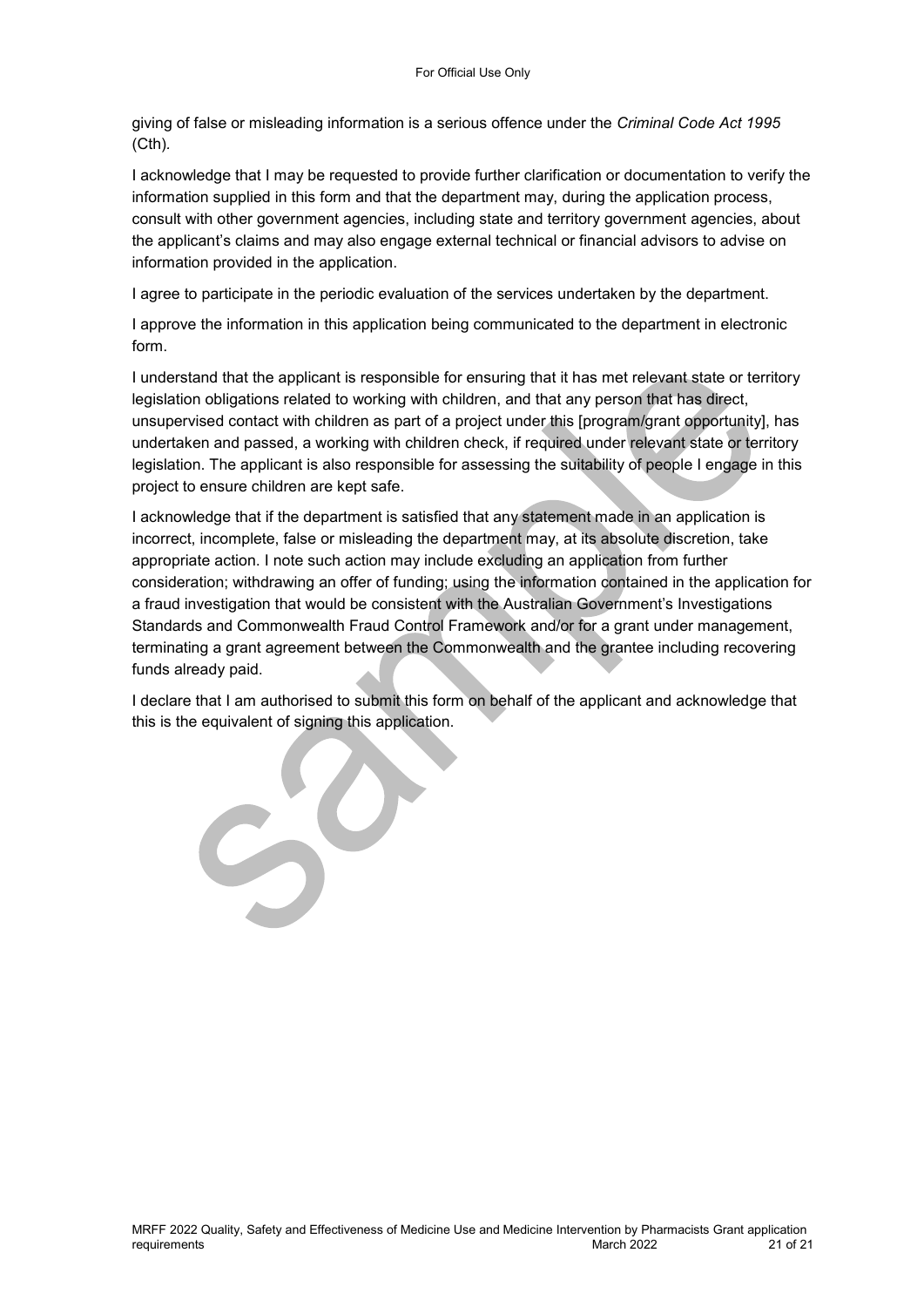giving of false or misleading information is a serious offence under the *Criminal Code Act 1995* (Cth).

I acknowledge that I may be requested to provide further clarification or documentation to verify the information supplied in this form and that the department may, during the application process, consult with other government agencies, including state and territory government agencies, about the applicant's claims and may also engage external technical or financial advisors to advise on information provided in the application.

I agree to participate in the periodic evaluation of the services undertaken by the department.

I approve the information in this application being communicated to the department in electronic form.

I understand that the applicant is responsible for ensuring that it has met relevant state or territory legislation obligations related to working with children, and that any person that has direct, unsupervised contact with children as part of a project under this [program/grant opportunity], has undertaken and passed, a working with children check, if required under relevant state or territory legislation. The applicant is also responsible for assessing the suitability of people I engage in this project to ensure children are kept safe.

I acknowledge that if the department is satisfied that any statement made in an application is incorrect, incomplete, false or misleading the department may, at its absolute discretion, take appropriate action. I note such action may include excluding an application from further consideration; withdrawing an offer of funding; using the information contained in the application for a fraud investigation that would be consistent with the Australian Government's Investigations Standards and Commonwealth Fraud Control Framework and/or for a grant under management, terminating a grant agreement between the Commonwealth and the grantee including recovering funds already paid.

I declare that I am authorised to submit this form on behalf of the applicant and acknowledge that this is the equivalent of signing this application.